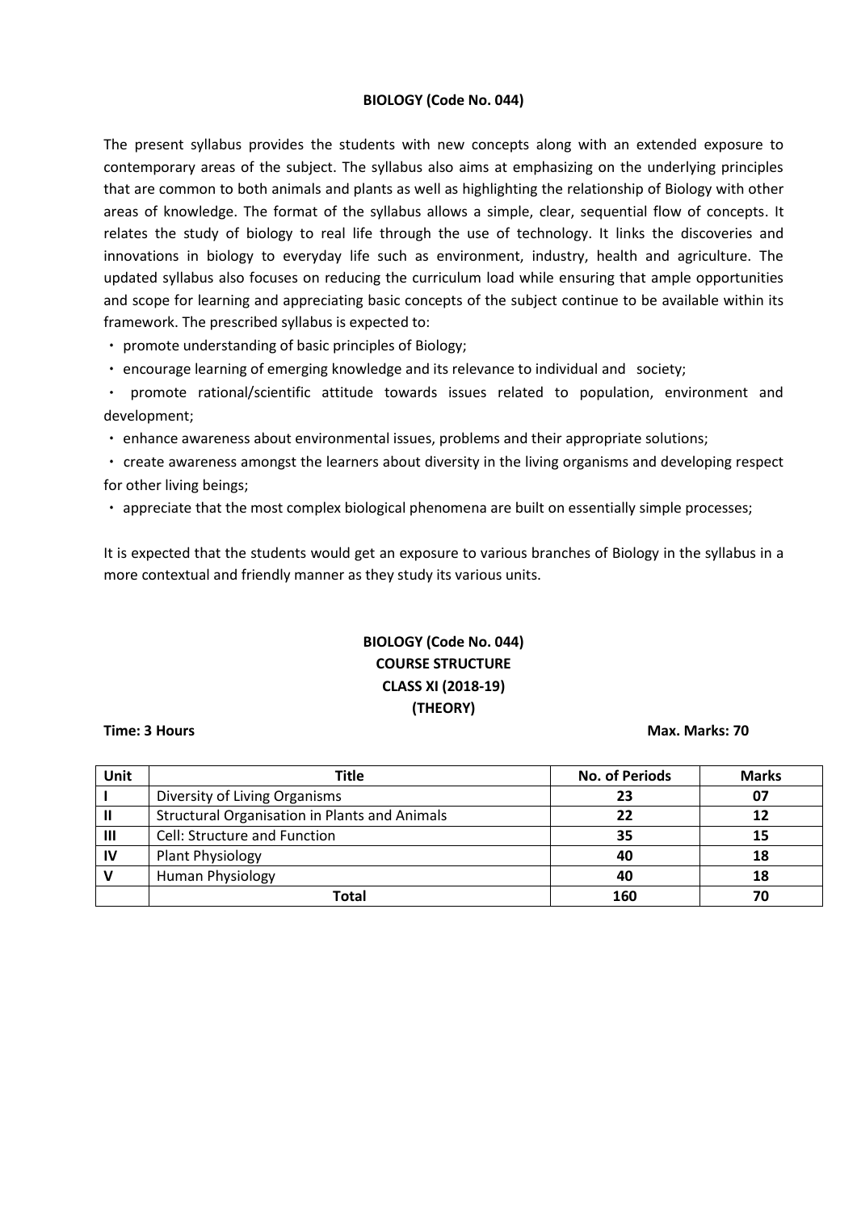# BIOLOGY (Code No. 044)

The present syllabus provides the students with new concepts along with an extended exposure to contemporary areas of the subject. The syllabus also aims at emphasizing on the underlying principles that are common to both animals and plants as well as highlighting the relationship of Biology with other areas of knowledge. The format of the syllabus allows a simple, clear, sequential flow of concepts. It relates the study of biology to real life through the use of technology. It links the discoveries and innovations in biology to everyday life such as environment, industry, health and agriculture. The updated syllabus also focuses on reducing the curriculum load while ensuring that ample opportunities and scope for learning and appreciating basic concepts of the subject continue to be available within its framework. The prescribed syllabus is expected to:

- promote understanding of basic principles of Biology;
- encourage learning of emerging knowledge and its relevance to individual and society;
- promote rational/scientific attitude towards issues related to population, environment and development;
- enhance awareness about environmental issues, problems and their appropriate solutions;
- create awareness amongst the learners about diversity in the living organisms and developing respect for other living beings;
- appreciate that the most complex biological phenomena are built on essentially simple processes;

It is expected that the students would get an exposure to various branches of Biology in the syllabus in a more contextual and friendly manner as they study its various units.

## BIOLOGY (Code No. 044)
## COURSE STRUCTURE
## CLASS XI (2018-19)
## (THEORY)

**Time: 3 Hours** **Max. Marks: 70**

| Unit | Title | No. of Periods | Marks |
|---|---|---|---|
| I | Diversity of Living Organisms | 23 | 07 |
| II | Structural Organisation in Plants and Animals | 22 | 12 |
| III | Cell: Structure and Function | 35 | 15 |
| IV | Plant Physiology | 40 | 18 |
| V | Human Physiology | 40 | 18 |
| | **Total** | **160** | **70** |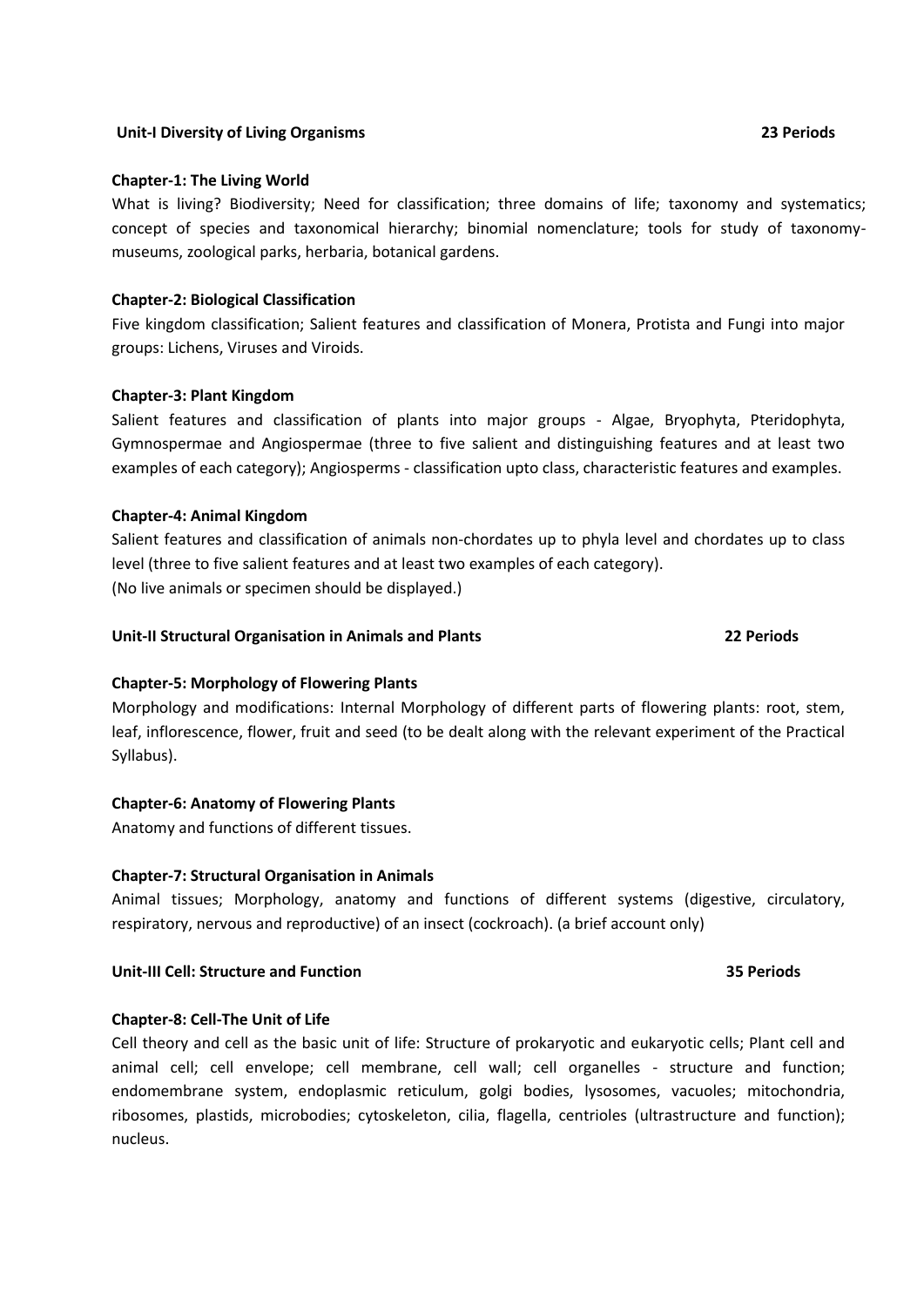**Unit-I Diversity of Living Organisms** **23 Periods**

**Chapter-1: The Living World**

What is living? Biodiversity; Need for classification; three domains of life; taxonomy and systematics; concept of species and taxonomical hierarchy; binomial nomenclature; tools for study of taxonomy- museums, zoological parks, herbaria, botanical gardens.

**Chapter-2: Biological Classification**

Five kingdom classification; Salient features and classification of Monera, Protista and Fungi into major groups: Lichens, Viruses and Viroids.

**Chapter-3: Plant Kingdom**

Salient features and classification of plants into major groups - Algae, Bryophyta, Pteridophyta, Gymnospermae and Angiospermae (three to five salient and distinguishing features and at least two examples of each category); Angiosperms - classification upto class, characteristic features and examples.

**Chapter-4: Animal Kingdom**

Salient features and classification of animals non-chordates up to phyla level and chordates up to class level (three to five salient features and at least two examples of each category).
(No live animals or specimen should be displayed.)

**Unit-II Structural Organisation in Animals and Plants** **22 Periods**

**Chapter-5: Morphology of Flowering Plants**

Morphology and modifications: Internal Morphology of different parts of flowering plants: root, stem, leaf, inflorescence, flower, fruit and seed (to be dealt along with the relevant experiment of the Practical Syllabus).

**Chapter-6: Anatomy of Flowering Plants**

Anatomy and functions of different tissues.

**Chapter-7: Structural Organisation in Animals**

Animal tissues; Morphology, anatomy and functions of different systems (digestive, circulatory, respiratory, nervous and reproductive) of an insect (cockroach). (a brief account only)

**Unit-III Cell: Structure and Function** **35 Periods**

**Chapter-8: Cell-The Unit of Life**

Cell theory and cell as the basic unit of life: Structure of prokaryotic and eukaryotic cells; Plant cell and animal cell; cell envelope; cell membrane, cell wall; cell organelles - structure and function; endomembrane system, endoplasmic reticulum, golgi bodies, lysosomes, vacuoles; mitochondria, ribosomes, plastids, microbodies; cytoskeleton, cilia, flagella, centrioles (ultrastructure and function); nucleus.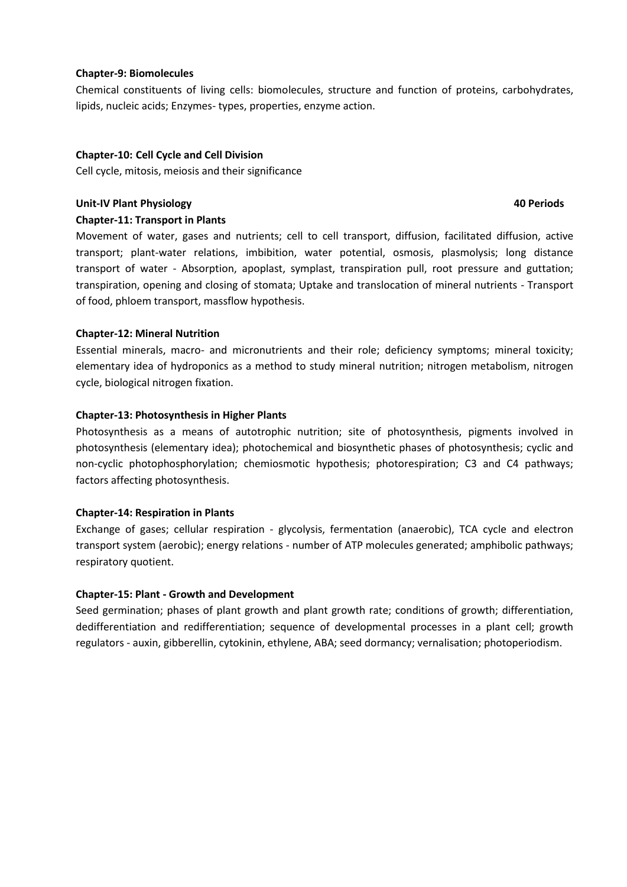**Chapter-9: Biomolecules**

Chemical constituents of living cells: biomolecules, structure and function of proteins, carbohydrates, lipids, nucleic acids; Enzymes- types, properties, enzyme action.

**Chapter-10: Cell Cycle and Cell Division**

Cell cycle, mitosis, meiosis and their significance

**Unit-IV Plant Physiology** **40 Periods**

**Chapter-11: Transport in Plants**

Movement of water, gases and nutrients; cell to cell transport, diffusion, facilitated diffusion, active transport; plant-water relations, imbibition, water potential, osmosis, plasmolysis; long distance transport of water - Absorption, apoplast, symplast, transpiration pull, root pressure and guttation; transpiration, opening and closing of stomata; Uptake and translocation of mineral nutrients - Transport of food, phloem transport, massflow hypothesis.

**Chapter-12: Mineral Nutrition**

Essential minerals, macro- and micronutrients and their role; deficiency symptoms; mineral toxicity; elementary idea of hydroponics as a method to study mineral nutrition; nitrogen metabolism, nitrogen cycle, biological nitrogen fixation.

**Chapter-13: Photosynthesis in Higher Plants**

Photosynthesis as a means of autotrophic nutrition; site of photosynthesis, pigments involved in photosynthesis (elementary idea); photochemical and biosynthetic phases of photosynthesis; cyclic and non-cyclic photophosphorylation; chemiosmotic hypothesis; photorespiration; C3 and C4 pathways; factors affecting photosynthesis.

**Chapter-14: Respiration in Plants**

Exchange of gases; cellular respiration - glycolysis, fermentation (anaerobic), TCA cycle and electron transport system (aerobic); energy relations - number of ATP molecules generated; amphibolic pathways; respiratory quotient.

**Chapter-15: Plant - Growth and Development**

Seed germination; phases of plant growth and plant growth rate; conditions of growth; differentiation, dedifferentiation and redifferentiation; sequence of developmental processes in a plant cell; growth regulators - auxin, gibberellin, cytokinin, ethylene, ABA; seed dormancy; vernalisation; photoperiodism.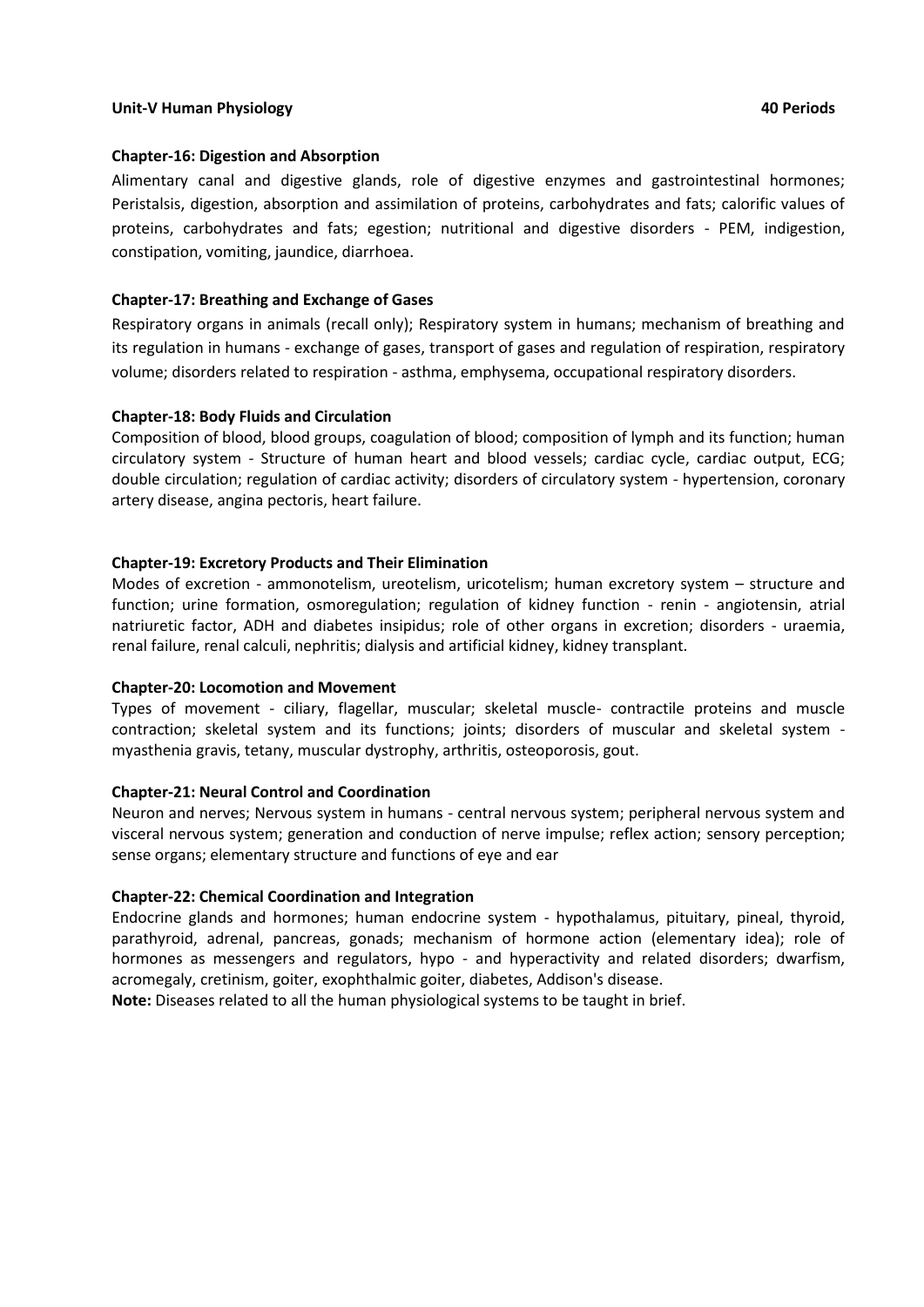**Unit-V Human Physiology** **40 Periods**

**Chapter-16: Digestion and Absorption**

Alimentary canal and digestive glands, role of digestive enzymes and gastrointestinal hormones; Peristalsis, digestion, absorption and assimilation of proteins, carbohydrates and fats; calorific values of proteins, carbohydrates and fats; egestion; nutritional and digestive disorders - PEM, indigestion, constipation, vomiting, jaundice, diarrhoea.

**Chapter-17: Breathing and Exchange of Gases**

Respiratory organs in animals (recall only); Respiratory system in humans; mechanism of breathing and its regulation in humans - exchange of gases, transport of gases and regulation of respiration, respiratory volume; disorders related to respiration - asthma, emphysema, occupational respiratory disorders.

**Chapter-18: Body Fluids and Circulation**

Composition of blood, blood groups, coagulation of blood; composition of lymph and its function; human circulatory system - Structure of human heart and blood vessels; cardiac cycle, cardiac output, ECG; double circulation; regulation of cardiac activity; disorders of circulatory system - hypertension, coronary artery disease, angina pectoris, heart failure.

**Chapter-19: Excretory Products and Their Elimination**

Modes of excretion - ammonotelism, ureotelism, uricotelism; human excretory system – structure and function; urine formation, osmoregulation; regulation of kidney function - renin - angiotensin, atrial natriuretic factor, ADH and diabetes insipidus; role of other organs in excretion; disorders - uraemia, renal failure, renal calculi, nephritis; dialysis and artificial kidney, kidney transplant.

**Chapter-20: Locomotion and Movement**

Types of movement - ciliary, flagellar, muscular; skeletal muscle- contractile proteins and muscle contraction; skeletal system and its functions; joints; disorders of muscular and skeletal system - myasthenia gravis, tetany, muscular dystrophy, arthritis, osteoporosis, gout.

**Chapter-21: Neural Control and Coordination**

Neuron and nerves; Nervous system in humans - central nervous system; peripheral nervous system and visceral nervous system; generation and conduction of nerve impulse; reflex action; sensory perception; sense organs; elementary structure and functions of eye and ear

**Chapter-22: Chemical Coordination and Integration**

Endocrine glands and hormones; human endocrine system - hypothalamus, pituitary, pineal, thyroid, parathyroid, adrenal, pancreas, gonads; mechanism of hormone action (elementary idea); role of hormones as messengers and regulators, hypo - and hyperactivity and related disorders; dwarfism, acromegaly, cretinism, goiter, exophthalmic goiter, diabetes, Addison's disease.

**Note:** Diseases related to all the human physiological systems to be taught in brief.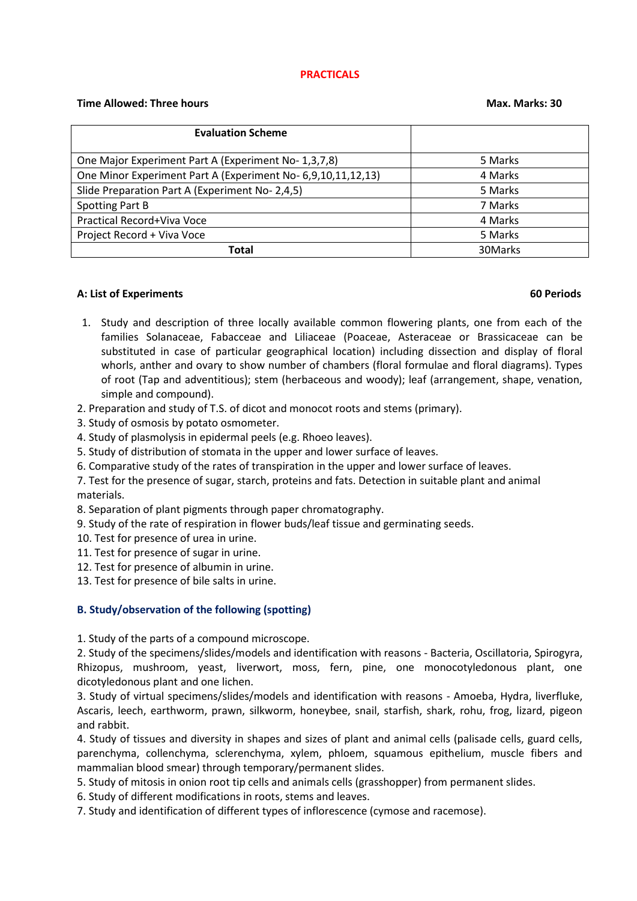## PRACTICALS

**Time Allowed: Three hours** **Max. Marks: 30**

| Evaluation Scheme | |
|---|---|
| One Major Experiment Part A (Experiment No- 1,3,7,8) | 5 Marks |
| One Minor Experiment Part A (Experiment No- 6,9,10,11,12,13) | 4 Marks |
| Slide Preparation Part A (Experiment No- 2,4,5) | 5 Marks |
| Spotting Part B | 7 Marks |
| Practical Record+Viva Voce | 4 Marks |
| Project Record + Viva Voce | 5 Marks |
| **Total** | 30Marks |

**A: List of Experiments** **60 Periods**

1. Study and description of three locally available common flowering plants, one from each of the families Solanaceae, Fabacceae and Liliaceae (Poaceae, Asteraceae or Brassicaceae can be substituted in case of particular geographical location) including dissection and display of floral whorls, anther and ovary to show number of chambers (floral formulae and floral diagrams). Types of root (Tap and adventitious); stem (herbaceous and woody); leaf (arrangement, shape, venation, simple and compound).
2. Preparation and study of T.S. of dicot and monocot roots and stems (primary).
3. Study of osmosis by potato osmometer.
4. Study of plasmolysis in epidermal peels (e.g. Rhoeo leaves).
5. Study of distribution of stomata in the upper and lower surface of leaves.
6. Comparative study of the rates of transpiration in the upper and lower surface of leaves.
7. Test for the presence of sugar, starch, proteins and fats. Detection in suitable plant and animal materials.
8. Separation of plant pigments through paper chromatography.
9. Study of the rate of respiration in flower buds/leaf tissue and germinating seeds.
10. Test for presence of urea in urine.
11. Test for presence of sugar in urine.
12. Test for presence of albumin in urine.
13. Test for presence of bile salts in urine.

### B. Study/observation of the following (spotting)

1. Study of the parts of a compound microscope.
2. Study of the specimens/slides/models and identification with reasons - Bacteria, Oscillatoria, Spirogyra, Rhizopus, mushroom, yeast, liverwort, moss, fern, pine, one monocotyledonous plant, one dicotyledonous plant and one lichen.
3. Study of virtual specimens/slides/models and identification with reasons - Amoeba, Hydra, liverfluke, Ascaris, leech, earthworm, prawn, silkworm, honeybee, snail, starfish, shark, rohu, frog, lizard, pigeon and rabbit.
4. Study of tissues and diversity in shapes and sizes of plant and animal cells (palisade cells, guard cells, parenchyma, collenchyma, sclerenchyma, xylem, phloem, squamous epithelium, muscle fibers and mammalian blood smear) through temporary/permanent slides.
5. Study of mitosis in onion root tip cells and animals cells (grasshopper) from permanent slides.
6. Study of different modifications in roots, stems and leaves.
7. Study and identification of different types of inflorescence (cymose and racemose).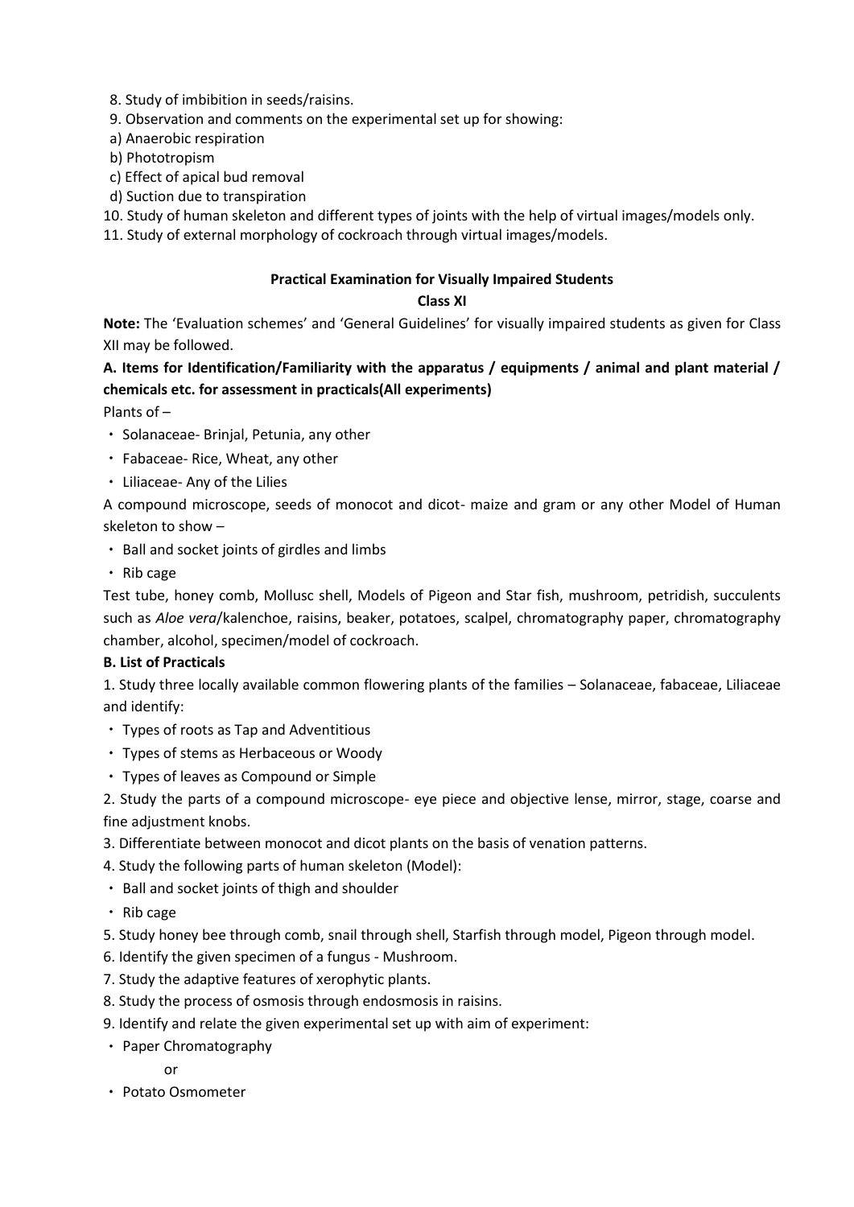8. Study of imbibition in seeds/raisins.
9. Observation and comments on the experimental set up for showing:
 a) Anaerobic respiration
 b) Phototropism
 c) Effect of apical bud removal
 d) Suction due to transpiration
10. Study of human skeleton and different types of joints with the help of virtual images/models only.
11. Study of external morphology of cockroach through virtual images/models.

**Practical Examination for Visually Impaired Students**

**Class XI**

**Note:** The 'Evaluation schemes' and 'General Guidelines' for visually impaired students as given for Class XII may be followed.

**A. Items for Identification/Familiarity with the apparatus / equipments / animal and plant material / chemicals etc. for assessment in practicals(All experiments)**

Plants of –

- Solanaceae- Brinjal, Petunia, any other
- Fabaceae- Rice, Wheat, any other
- Liliaceae- Any of the Lilies

A compound microscope, seeds of monocot and dicot- maize and gram or any other Model of Human skeleton to show –

- Ball and socket joints of girdles and limbs
- Rib cage

Test tube, honey comb, Mollusc shell, Models of Pigeon and Star fish, mushroom, petridish, succulents such as *Aloe vera*/kalenchoe, raisins, beaker, potatoes, scalpel, chromatography paper, chromatography chamber, alcohol, specimen/model of cockroach.

**B. List of Practicals**

1. Study three locally available common flowering plants of the families – Solanaceae, fabaceae, Liliaceae and identify:
   - Types of roots as Tap and Adventitious
   - Types of stems as Herbaceous or Woody
   - Types of leaves as Compound or Simple
2. Study the parts of a compound microscope- eye piece and objective lense, mirror, stage, coarse and fine adjustment knobs.
3. Differentiate between monocot and dicot plants on the basis of venation patterns.
4. Study the following parts of human skeleton (Model):
   - Ball and socket joints of thigh and shoulder
   - Rib cage
5. Study honey bee through comb, snail through shell, Starfish through model, Pigeon through model.
6. Identify the given specimen of a fungus - Mushroom.
7. Study the adaptive features of xerophytic plants.
8. Study the process of osmosis through endosmosis in raisins.
9. Identify and relate the given experimental set up with aim of experiment:
   - Paper Chromatography

     or
   - Potato Osmometer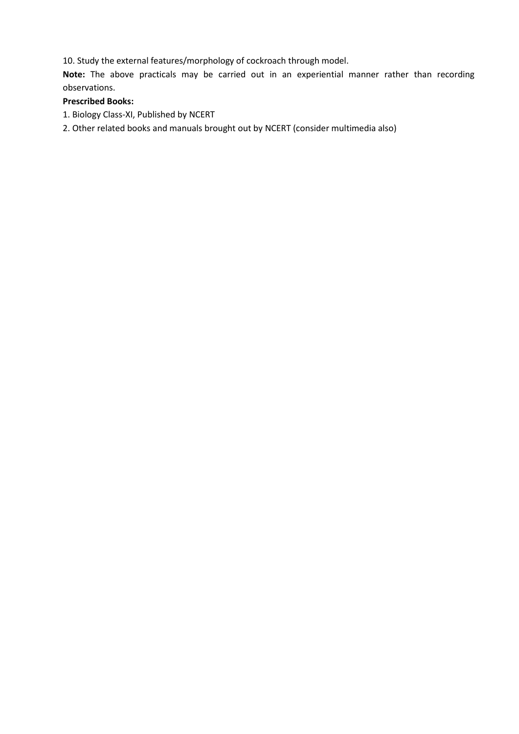10. Study the external features/morphology of cockroach through model.

**Note:** The above practicals may be carried out in an experiential manner rather than recording observations.

**Prescribed Books:**

1. Biology Class-XI, Published by NCERT
2. Other related books and manuals brought out by NCERT (consider multimedia also)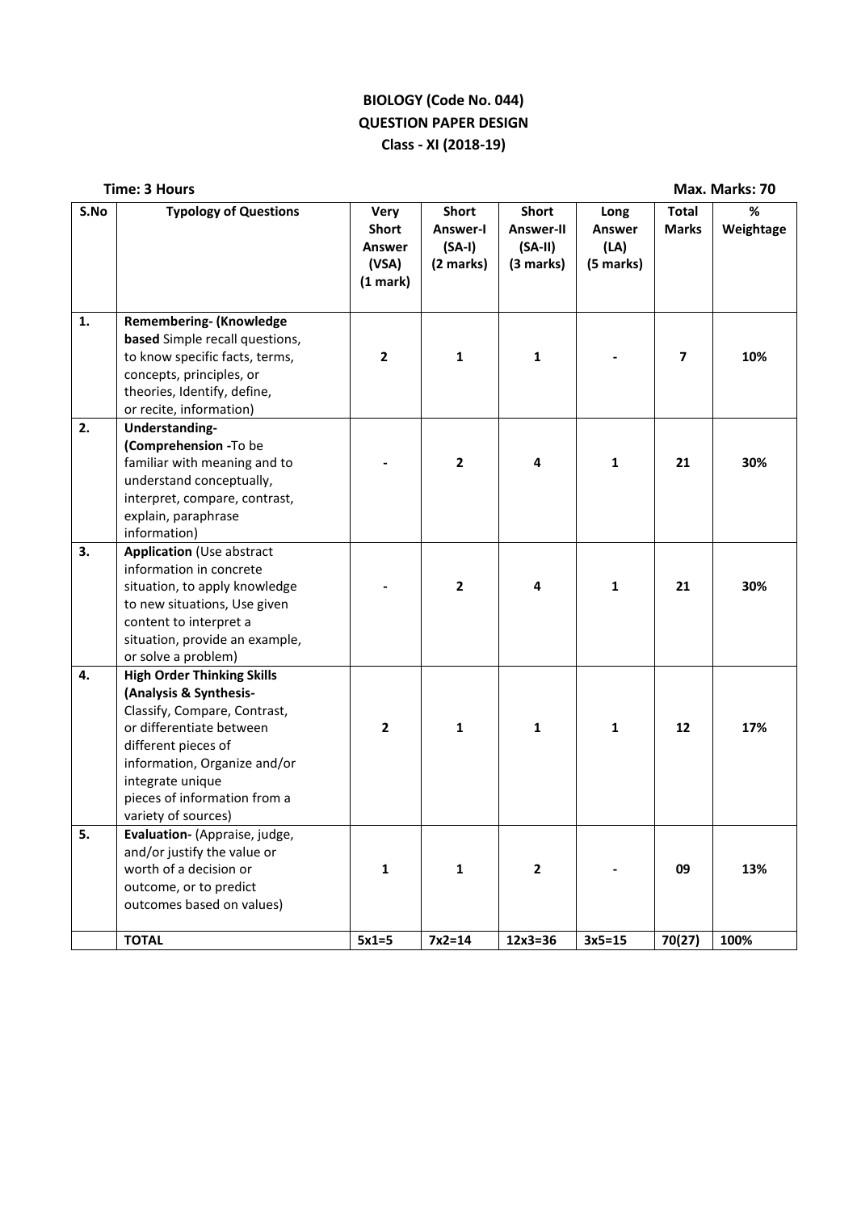**BIOLOGY (Code No. 044)**
**QUESTION PAPER DESIGN**
**Class - XI (2018-19)**

**Time: 3 Hours** **Max. Marks: 70**

| S.No | Typology of Questions | Very Short Answer (VSA) (1 mark) | Short Answer-I (SA-I) (2 marks) | Short Answer-II (SA-II) (3 marks) | Long Answer (LA) (5 marks) | Total Marks | % Weightage |
|---|---|---|---|---|---|---|---|
| **1.** | **Remembering- (Knowledge based** Simple recall questions, to know specific facts, terms, concepts, principles, or theories, Identify, define, or recite, information) | **2** | **1** | **1** | **-** | **7** | **10%** |
| **2.** | **Understanding- (Comprehension -**To be familiar with meaning and to understand conceptually, interpret, compare, contrast, explain, paraphrase information) | **-** | **2** | **4** | **1** | **21** | **30%** |
| **3.** | **Application** (Use abstract information in concrete situation, to apply knowledge to new situations, Use given content to interpret a situation, provide an example, or solve a problem) | **-** | **2** | **4** | **1** | **21** | **30%** |
| **4.** | **High Order Thinking Skills (Analysis & Synthesis-** Classify, Compare, Contrast, or differentiate between different pieces of information, Organize and/or integrate unique pieces of information from a variety of sources) | **2** | **1** | **1** | **1** | **12** | **17%** |
| **5.** | **Evaluation-** (Appraise, judge, and/or justify the value or worth of a decision or outcome, or to predict outcomes based on values) | **1** | **1** | **2** | **-** | **09** | **13%** |
| | **TOTAL** | **5x1=5** | **7x2=14** | **12x3=36** | **3x5=15** | **70(27)** | **100%** |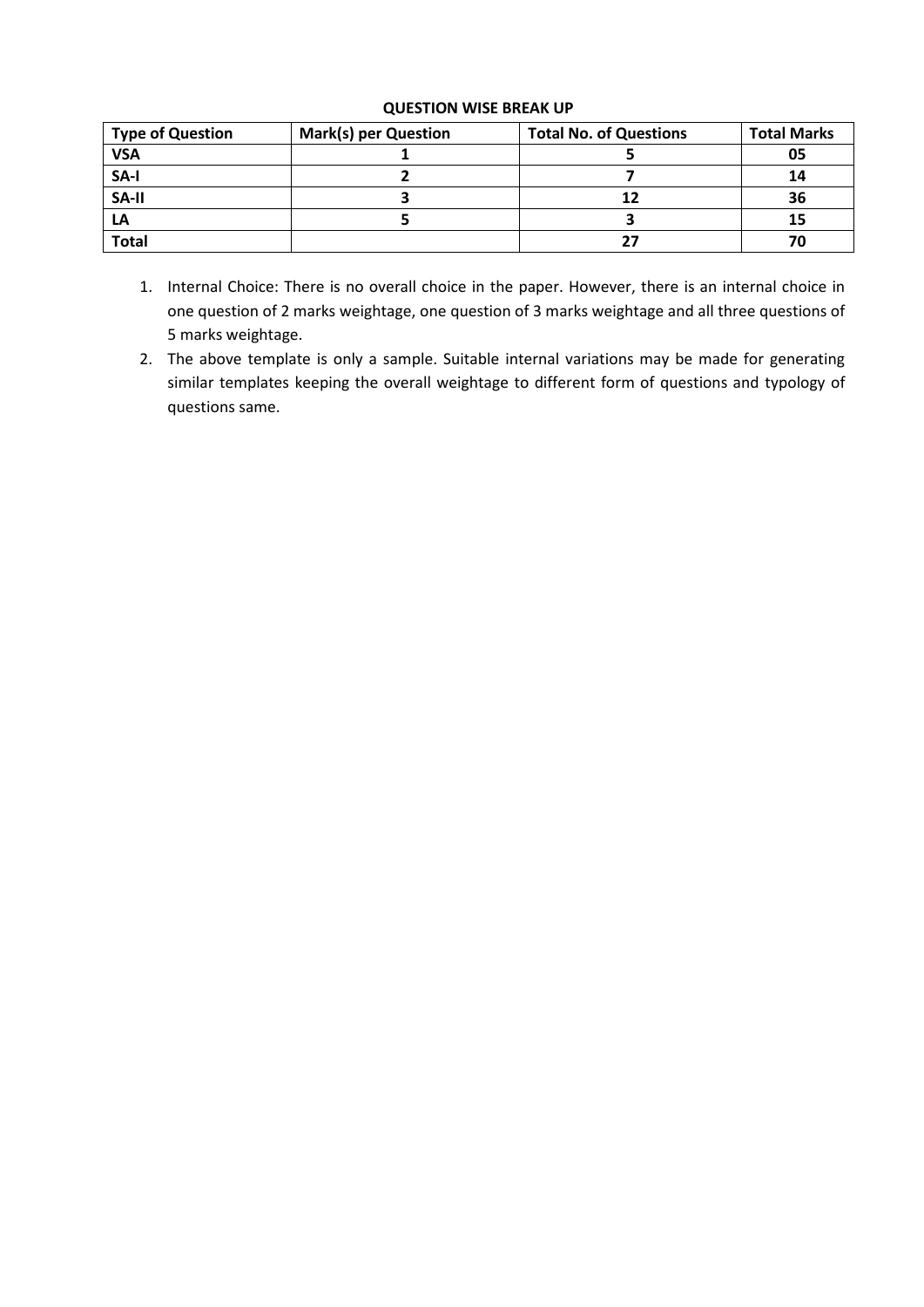**QUESTION WISE BREAK UP**

| Type of Question | Mark(s) per Question | Total No. of Questions | Total Marks |
|---|---|---|---|
| **VSA** | **1** | **5** | **05** |
| **SA-I** | **2** | **7** | **14** |
| **SA-II** | **3** | **12** | **36** |
| **LA** | **5** | **3** | **15** |
| **Total** | | **27** | **70** |

1. Internal Choice: There is no overall choice in the paper. However, there is an internal choice in one question of 2 marks weightage, one question of 3 marks weightage and all three questions of 5 marks weightage.
2. The above template is only a sample. Suitable internal variations may be made for generating similar templates keeping the overall weightage to different form of questions and typology of questions same.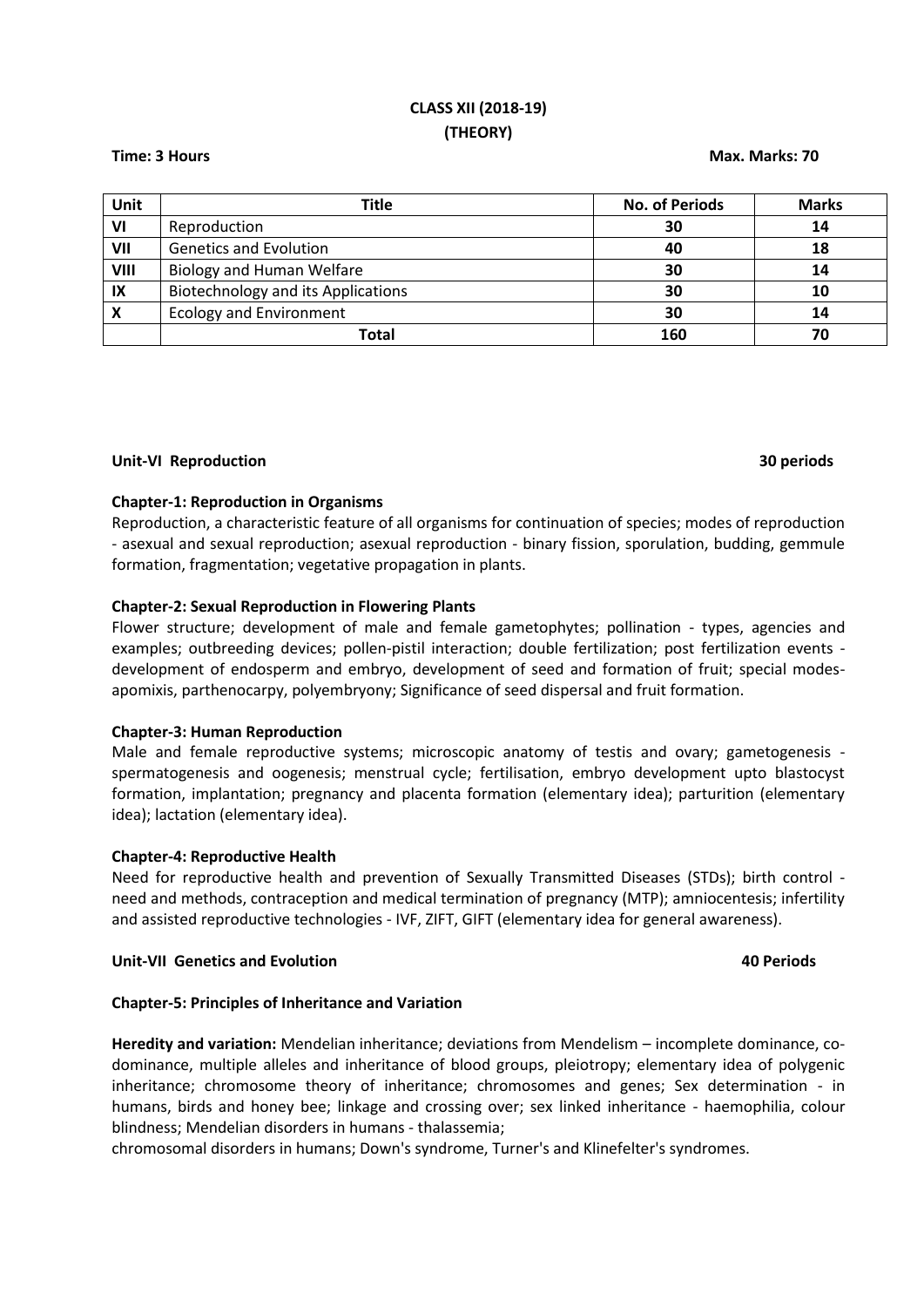## CLASS XII (2018-19)
## (THEORY)

**Time: 3 Hours** **Max. Marks: 70**

| Unit | Title | No. of Periods | Marks |
|---|---|---|---|
| VI | Reproduction | 30 | 14 |
| VII | Genetics and Evolution | 40 | 18 |
| VIII | Biology and Human Welfare | 30 | 14 |
| IX | Biotechnology and its Applications | 30 | 10 |
| X | Ecology and Environment | 30 | 14 |
| | Total | 160 | 70 |

### Unit-VI Reproduction 30 periods

**Chapter-1: Reproduction in Organisms**

Reproduction, a characteristic feature of all organisms for continuation of species; modes of reproduction - asexual and sexual reproduction; asexual reproduction - binary fission, sporulation, budding, gemmule formation, fragmentation; vegetative propagation in plants.

**Chapter-2: Sexual Reproduction in Flowering Plants**

Flower structure; development of male and female gametophytes; pollination - types, agencies and examples; outbreeding devices; pollen-pistil interaction; double fertilization; post fertilization events - development of endosperm and embryo, development of seed and formation of fruit; special modes-apomixis, parthenocarpy, polyembryony; Significance of seed dispersal and fruit formation.

**Chapter-3: Human Reproduction**

Male and female reproductive systems; microscopic anatomy of testis and ovary; gametogenesis - spermatogenesis and oogenesis; menstrual cycle; fertilisation, embryo development upto blastocyst formation, implantation; pregnancy and placenta formation (elementary idea); parturition (elementary idea); lactation (elementary idea).

**Chapter-4: Reproductive Health**

Need for reproductive health and prevention of Sexually Transmitted Diseases (STDs); birth control - need and methods, contraception and medical termination of pregnancy (MTP); amniocentesis; infertility and assisted reproductive technologies - IVF, ZIFT, GIFT (elementary idea for general awareness).

### Unit-VII Genetics and Evolution 40 Periods

**Chapter-5: Principles of Inheritance and Variation**

**Heredity and variation:** Mendelian inheritance; deviations from Mendelism – incomplete dominance, co-dominance, multiple alleles and inheritance of blood groups, pleiotropy; elementary idea of polygenic inheritance; chromosome theory of inheritance; chromosomes and genes; Sex determination - in humans, birds and honey bee; linkage and crossing over; sex linked inheritance - haemophilia, colour blindness; Mendelian disorders in humans - thalassemia;
chromosomal disorders in humans; Down's syndrome, Turner's and Klinefelter's syndromes.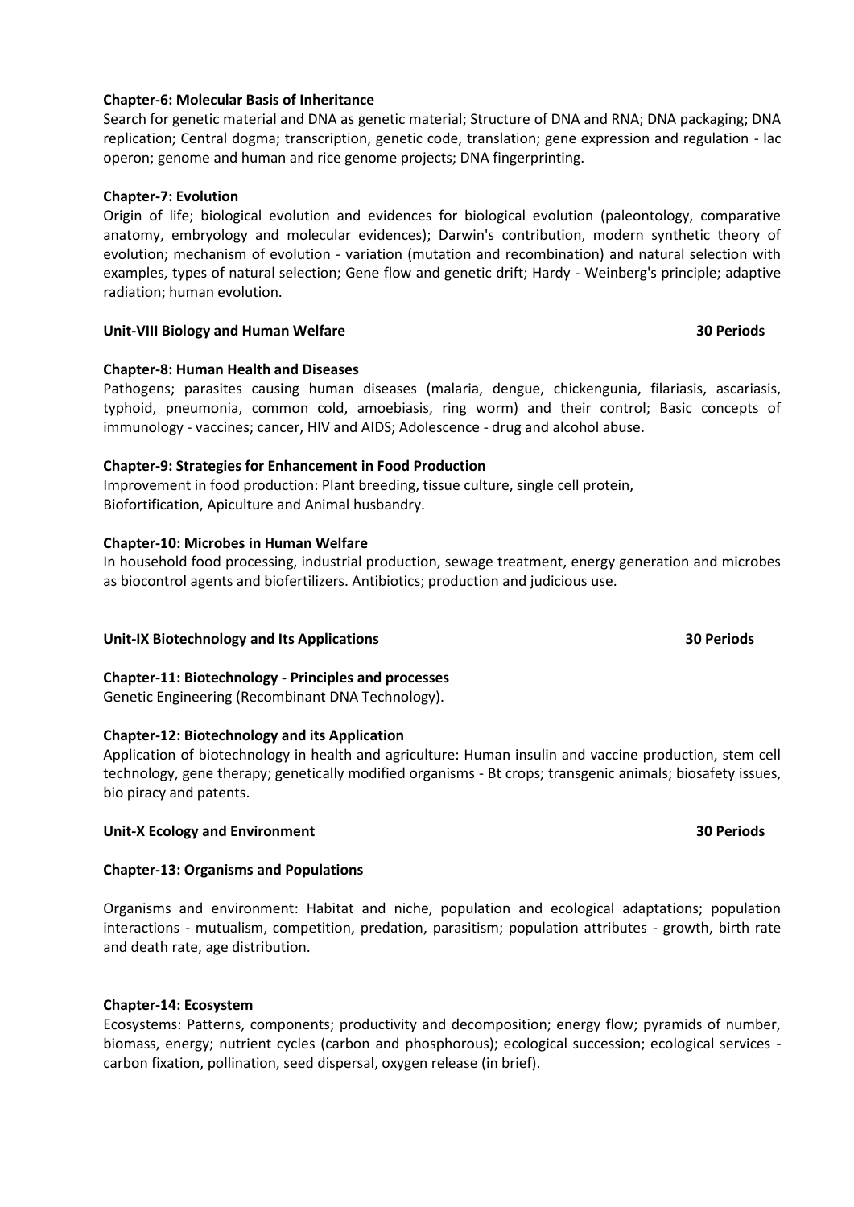**Chapter-6: Molecular Basis of Inheritance**

Search for genetic material and DNA as genetic material; Structure of DNA and RNA; DNA packaging; DNA replication; Central dogma; transcription, genetic code, translation; gene expression and regulation - lac operon; genome and human and rice genome projects; DNA fingerprinting.

**Chapter-7: Evolution**

Origin of life; biological evolution and evidences for biological evolution (paleontology, comparative anatomy, embryology and molecular evidences); Darwin's contribution, modern synthetic theory of evolution; mechanism of evolution - variation (mutation and recombination) and natural selection with examples, types of natural selection; Gene flow and genetic drift; Hardy - Weinberg's principle; adaptive radiation; human evolution.

**Unit-VIII Biology and Human Welfare** **30 Periods**

**Chapter-8: Human Health and Diseases**

Pathogens; parasites causing human diseases (malaria, dengue, chickengunia, filariasis, ascariasis, typhoid, pneumonia, common cold, amoebiasis, ring worm) and their control; Basic concepts of immunology - vaccines; cancer, HIV and AIDS; Adolescence - drug and alcohol abuse.

**Chapter-9: Strategies for Enhancement in Food Production**

Improvement in food production: Plant breeding, tissue culture, single cell protein, Biofortification, Apiculture and Animal husbandry.

**Chapter-10: Microbes in Human Welfare**

In household food processing, industrial production, sewage treatment, energy generation and microbes as biocontrol agents and biofertilizers. Antibiotics; production and judicious use.

**Unit-IX Biotechnology and Its Applications** **30 Periods**

**Chapter-11: Biotechnology - Principles and processes**

Genetic Engineering (Recombinant DNA Technology).

**Chapter-12: Biotechnology and its Application**

Application of biotechnology in health and agriculture: Human insulin and vaccine production, stem cell technology, gene therapy; genetically modified organisms - Bt crops; transgenic animals; biosafety issues, bio piracy and patents.

**Unit-X Ecology and Environment** **30 Periods**

**Chapter-13: Organisms and Populations**

Organisms and environment: Habitat and niche, population and ecological adaptations; population interactions - mutualism, competition, predation, parasitism; population attributes - growth, birth rate and death rate, age distribution.

**Chapter-14: Ecosystem**

Ecosystems: Patterns, components; productivity and decomposition; energy flow; pyramids of number, biomass, energy; nutrient cycles (carbon and phosphorous); ecological succession; ecological services - carbon fixation, pollination, seed dispersal, oxygen release (in brief).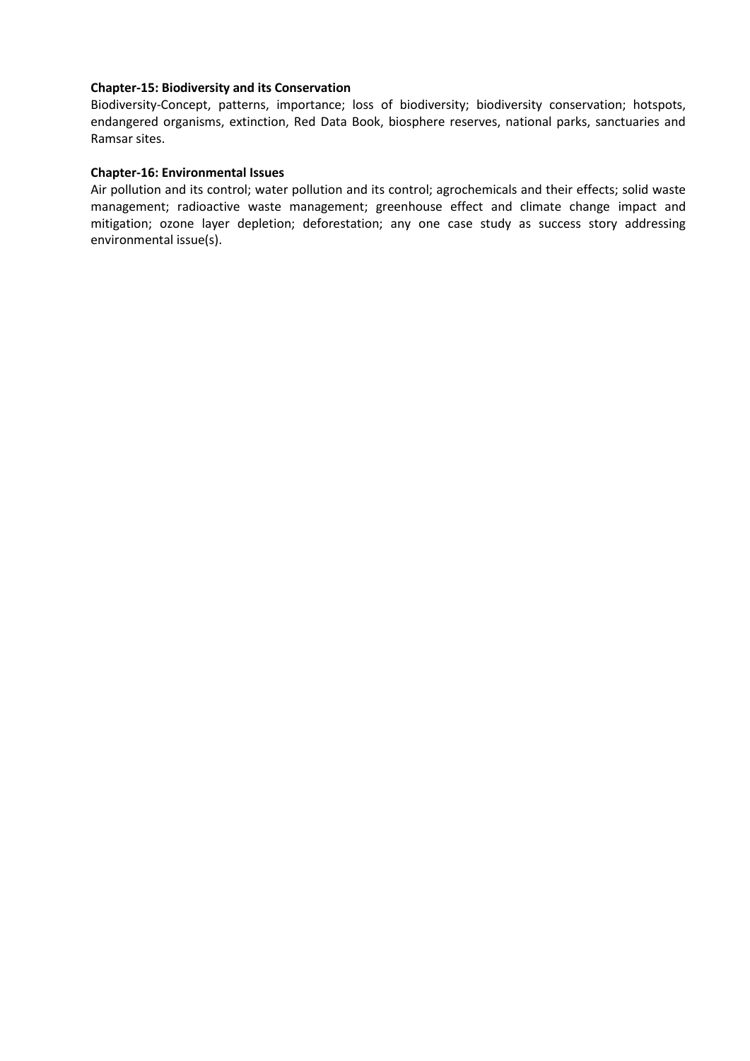**Chapter-15: Biodiversity and its Conservation**

Biodiversity-Concept, patterns, importance; loss of biodiversity; biodiversity conservation; hotspots, endangered organisms, extinction, Red Data Book, biosphere reserves, national parks, sanctuaries and Ramsar sites.

**Chapter-16: Environmental Issues**

Air pollution and its control; water pollution and its control; agrochemicals and their effects; solid waste management; radioactive waste management; greenhouse effect and climate change impact and mitigation; ozone layer depletion; deforestation; any one case study as success story addressing environmental issue(s).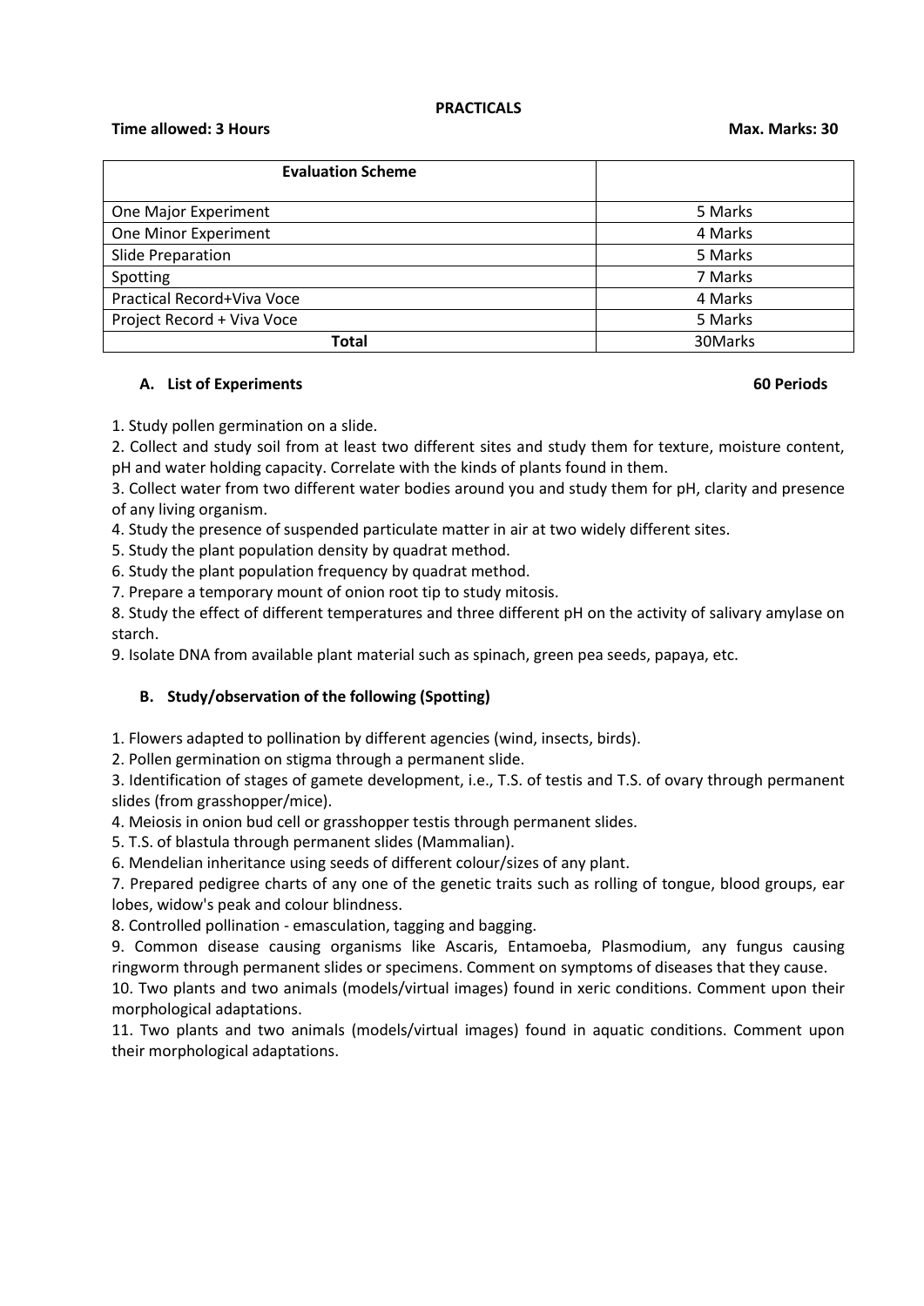## PRACTICALS

**Time allowed: 3 Hours** **Max. Marks: 30**

| Evaluation Scheme | |
|---|---|
| One Major Experiment | 5 Marks |
| One Minor Experiment | 4 Marks |
| Slide Preparation | 5 Marks |
| Spotting | 7 Marks |
| Practical Record+Viva Voce | 4 Marks |
| Project Record + Viva Voce | 5 Marks |
| **Total** | 30Marks |

### A. List of Experiments **60 Periods**

1. Study pollen germination on a slide.
2. Collect and study soil from at least two different sites and study them for texture, moisture content, pH and water holding capacity. Correlate with the kinds of plants found in them.
3. Collect water from two different water bodies around you and study them for pH, clarity and presence of any living organism.
4. Study the presence of suspended particulate matter in air at two widely different sites.
5. Study the plant population density by quadrat method.
6. Study the plant population frequency by quadrat method.
7. Prepare a temporary mount of onion root tip to study mitosis.
8. Study the effect of different temperatures and three different pH on the activity of salivary amylase on starch.
9. Isolate DNA from available plant material such as spinach, green pea seeds, papaya, etc.

### B. Study/observation of the following (Spotting)

1. Flowers adapted to pollination by different agencies (wind, insects, birds).
2. Pollen germination on stigma through a permanent slide.
3. Identification of stages of gamete development, i.e., T.S. of testis and T.S. of ovary through permanent slides (from grasshopper/mice).
4. Meiosis in onion bud cell or grasshopper testis through permanent slides.
5. T.S. of blastula through permanent slides (Mammalian).
6. Mendelian inheritance using seeds of different colour/sizes of any plant.
7. Prepared pedigree charts of any one of the genetic traits such as rolling of tongue, blood groups, ear lobes, widow's peak and colour blindness.
8. Controlled pollination - emasculation, tagging and bagging.
9. Common disease causing organisms like Ascaris, Entamoeba, Plasmodium, any fungus causing ringworm through permanent slides or specimens. Comment on symptoms of diseases that they cause.
10. Two plants and two animals (models/virtual images) found in xeric conditions. Comment upon their morphological adaptations.
11. Two plants and two animals (models/virtual images) found in aquatic conditions. Comment upon their morphological adaptations.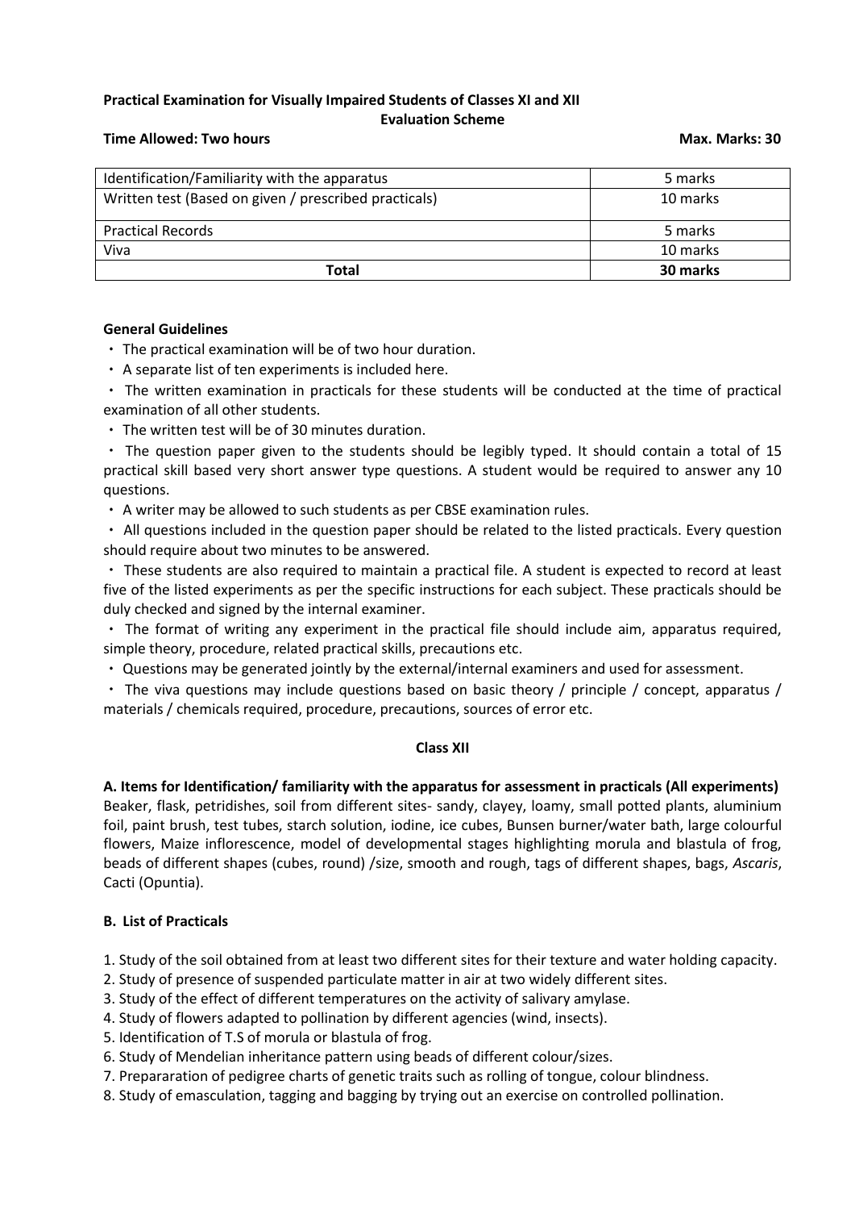**Practical Examination for Visually Impaired Students of Classes XI and XII**

**Evaluation Scheme**

**Time Allowed: Two hours** **Max. Marks: 30**

| Identification/Familiarity with the apparatus | 5 marks |
|---|---|
| Written test (Based on given / prescribed practicals) | 10 marks |
| Practical Records | 5 marks |
| Viva | 10 marks |
| **Total** | **30 marks** |

**General Guidelines**

- The practical examination will be of two hour duration.
- A separate list of ten experiments is included here.
- The written examination in practicals for these students will be conducted at the time of practical examination of all other students.
- The written test will be of 30 minutes duration.
- The question paper given to the students should be legibly typed. It should contain a total of 15 practical skill based very short answer type questions. A student would be required to answer any 10 questions.
- A writer may be allowed to such students as per CBSE examination rules.
- All questions included in the question paper should be related to the listed practicals. Every question should require about two minutes to be answered.
- These students are also required to maintain a practical file. A student is expected to record at least five of the listed experiments as per the specific instructions for each subject. These practicals should be duly checked and signed by the internal examiner.
- The format of writing any experiment in the practical file should include aim, apparatus required, simple theory, procedure, related practical skills, precautions etc.
- Questions may be generated jointly by the external/internal examiners and used for assessment.
- The viva questions may include questions based on basic theory / principle / concept, apparatus / materials / chemicals required, procedure, precautions, sources of error etc.

**Class XII**

**A. Items for Identification/ familiarity with the apparatus for assessment in practicals (All experiments)**

Beaker, flask, petridishes, soil from different sites- sandy, clayey, loamy, small potted plants, aluminium foil, paint brush, test tubes, starch solution, iodine, ice cubes, Bunsen burner/water bath, large colourful flowers, Maize inflorescence, model of developmental stages highlighting morula and blastula of frog, beads of different shapes (cubes, round) /size, smooth and rough, tags of different shapes, bags, *Ascaris*, Cacti (Opuntia).

**B. List of Practicals**

1. Study of the soil obtained from at least two different sites for their texture and water holding capacity.
2. Study of presence of suspended particulate matter in air at two widely different sites.
3. Study of the effect of different temperatures on the activity of salivary amylase.
4. Study of flowers adapted to pollination by different agencies (wind, insects).
5. Identification of T.S of morula or blastula of frog.
6. Study of Mendelian inheritance pattern using beads of different colour/sizes.
7. Prepararation of pedigree charts of genetic traits such as rolling of tongue, colour blindness.
8. Study of emasculation, tagging and bagging by trying out an exercise on controlled pollination.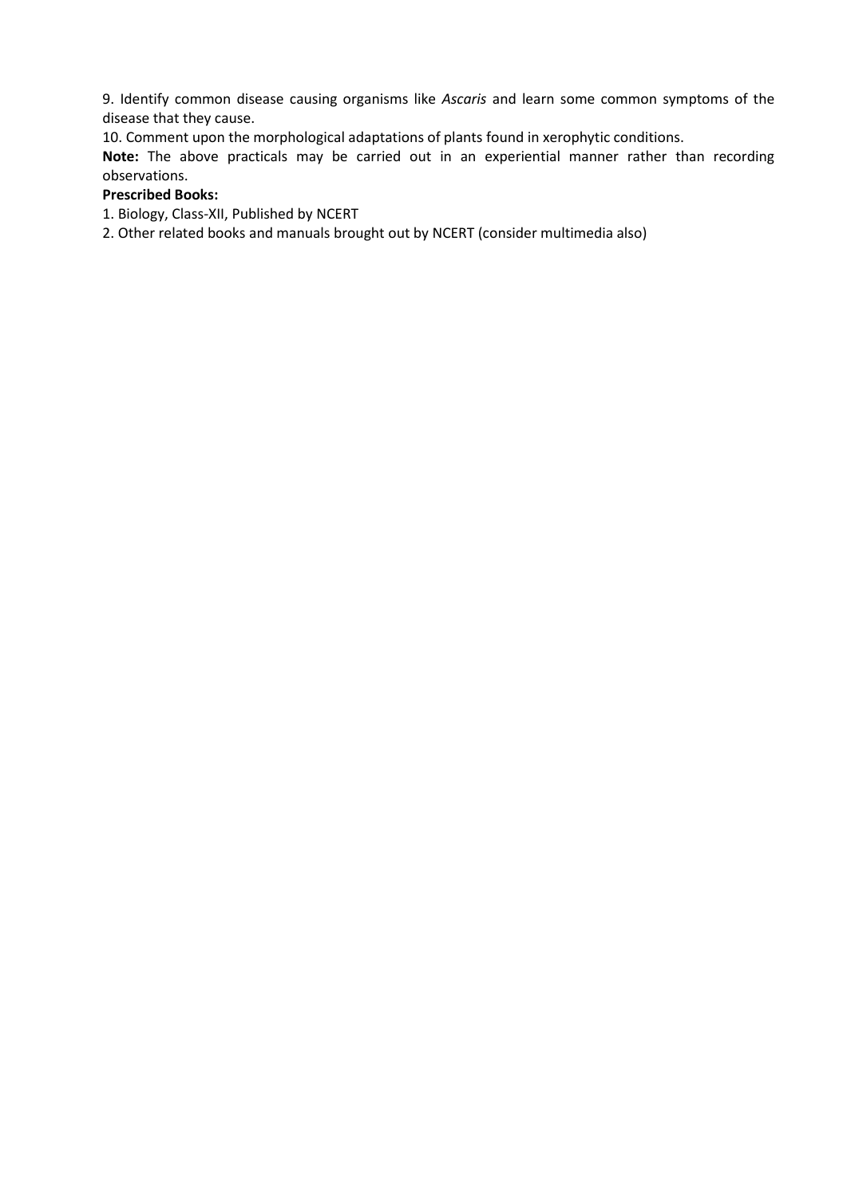9. Identify common disease causing organisms like *Ascaris* and learn some common symptoms of the disease that they cause.

10. Comment upon the morphological adaptations of plants found in xerophytic conditions.

**Note:** The above practicals may be carried out in an experiential manner rather than recording observations.

**Prescribed Books:**

1. Biology, Class-XII, Published by NCERT
2. Other related books and manuals brought out by NCERT (consider multimedia also)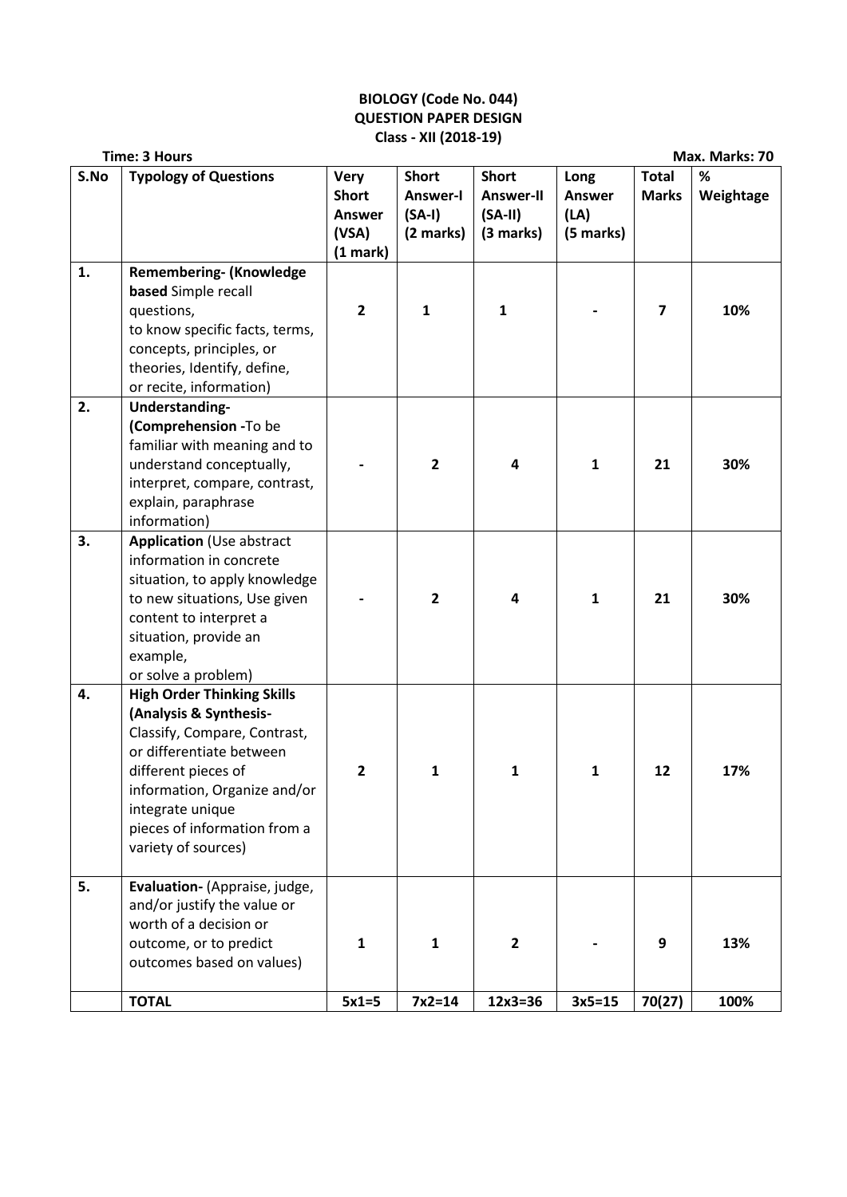**BIOLOGY (Code No. 044)**
**QUESTION PAPER DESIGN**
**Class - XII (2018-19)**

**Time: 3 Hours** **Max. Marks: 70**

| S.No | Typology of Questions | Very Short Answer (VSA) (1 mark) | Short Answer-I (SA-I) (2 marks) | Short Answer-II (SA-II) (3 marks) | Long Answer (LA) (5 marks) | Total Marks | % Weightage |
|---|---|---|---|---|---|---|---|
| 1. | **Remembering- (Knowledge based** Simple recall questions, to know specific facts, terms, concepts, principles, or theories, Identify, define, or recite, information) | 2 | 1 | 1 | - | 7 | 10% |
| 2. | **Understanding- (Comprehension -**To be familiar with meaning and to understand conceptually, interpret, compare, contrast, explain, paraphrase information) | - | 2 | 4 | 1 | 21 | 30% |
| 3. | **Application** (Use abstract information in concrete situation, to apply knowledge to new situations, Use given content to interpret a situation, provide an example, or solve a problem) | - | 2 | 4 | 1 | 21 | 30% |
| 4. | **High Order Thinking Skills (Analysis & Synthesis-** Classify, Compare, Contrast, or differentiate between different pieces of information, Organize and/or integrate unique pieces of information from a variety of sources) | 2 | 1 | 1 | 1 | 12 | 17% |
| 5. | **Evaluation-** (Appraise, judge, and/or justify the value or worth of a decision or outcome, or to predict outcomes based on values) | 1 | 1 | 2 | - | 9 | 13% |
| | **TOTAL** | **5x1=5** | **7x2=14** | **12x3=36** | **3x5=15** | **70(27)** | **100%** |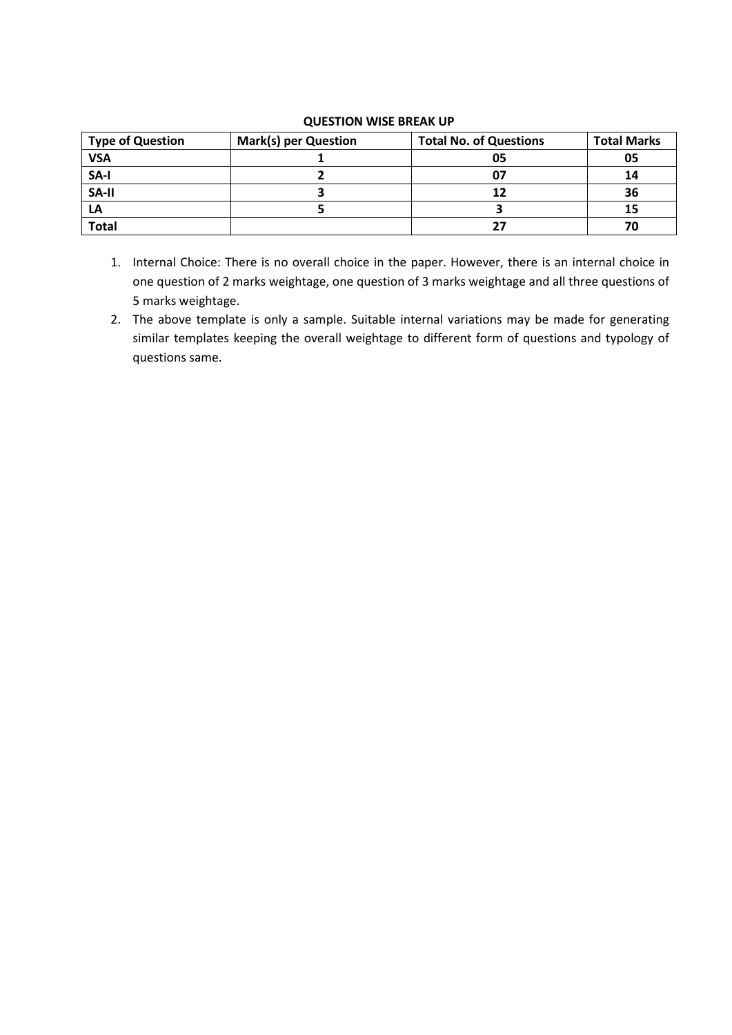**QUESTION WISE BREAK UP**

| Type of Question | Mark(s) per Question | Total No. of Questions | Total Marks |
|---|---|---|---|
| VSA | 1 | 05 | 05 |
| SA-I | 2 | 07 | 14 |
| SA-II | 3 | 12 | 36 |
| LA | 5 | 3 | 15 |
| Total | | 27 | 70 |

1. Internal Choice: There is no overall choice in the paper. However, there is an internal choice in one question of 2 marks weightage, one question of 3 marks weightage and all three questions of 5 marks weightage.
2. The above template is only a sample. Suitable internal variations may be made for generating similar templates keeping the overall weightage to different form of questions and typology of questions same.